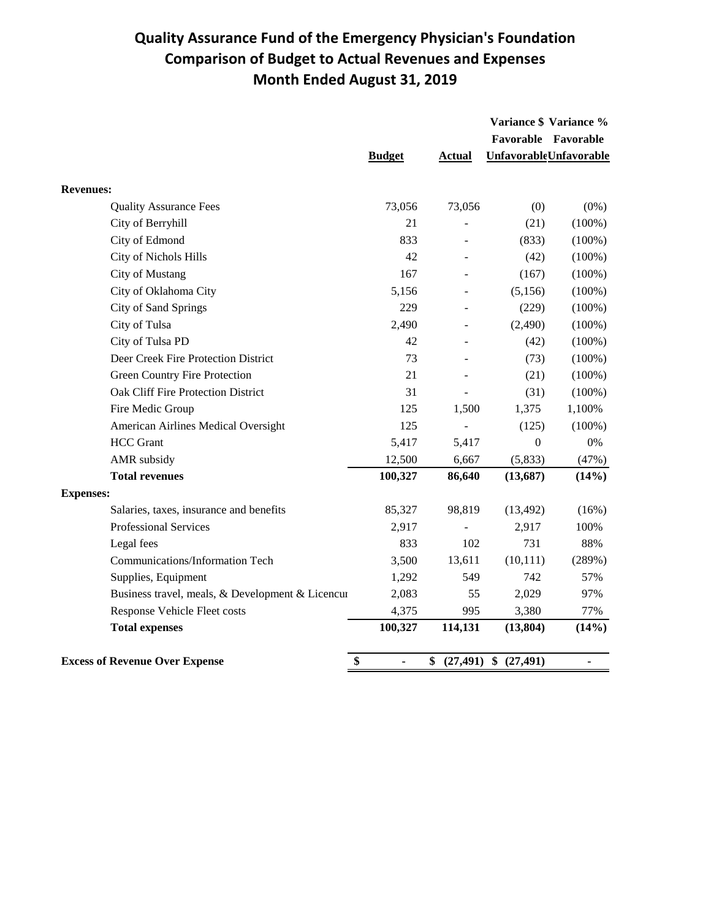# Quality Assurance Fund of the Emergency Physician's Foundation
## Comparison of Budget to Actual Revenues and Expenses
## Month Ended August 31, 2019

| | Budget | Actual | Variance $ Favorable Unfavorable | Variance % Favorable Unfavorable |
|---|---|---|---|---|
| **Revenues:** | | | | |
| Quality Assurance Fees | 73,056 | 73,056 | (0) | (0%) |
| City of Berryhill | 21 | - | (21) | (100%) |
| City of Edmond | 833 | - | (833) | (100%) |
| City of Nichols Hills | 42 | - | (42) | (100%) |
| City of Mustang | 167 | - | (167) | (100%) |
| City of Oklahoma City | 5,156 | - | (5,156) | (100%) |
| City of Sand Springs | 229 | - | (229) | (100%) |
| City of Tulsa | 2,490 | - | (2,490) | (100%) |
| City of Tulsa PD | 42 | - | (42) | (100%) |
| Deer Creek Fire Protection District | 73 | - | (73) | (100%) |
| Green Country Fire Protection | 21 | - | (21) | (100%) |
| Oak Cliff Fire Protection District | 31 | - | (31) | (100%) |
| Fire Medic Group | 125 | 1,500 | 1,375 | 1,100% |
| American Airlines Medical Oversight | 125 | - | (125) | (100%) |
| HCC Grant | 5,417 | 5,417 | 0 | 0% |
| AMR subsidy | 12,500 | 6,667 | (5,833) | (47%) |
| **Total revenues** | **100,327** | **86,640** | **(13,687)** | **(14%)** |
| **Expenses:** | | | | |
| Salaries, taxes, insurance and benefits | 85,327 | 98,819 | (13,492) | (16%) |
| Professional Services | 2,917 | - | 2,917 | 100% |
| Legal fees | 833 | 102 | 731 | 88% |
| Communications/Information Tech | 3,500 | 13,611 | (10,111) | (289%) |
| Supplies, Equipment | 1,292 | 549 | 742 | 57% |
| Business travel, meals, & Development & Licencur | 2,083 | 55 | 2,029 | 97% |
| Response Vehicle Fleet costs | 4,375 | 995 | 3,380 | 77% |
| **Total expenses** | **100,327** | **114,131** | **(13,804)** | **(14%)** |
| **Excess of Revenue Over Expense** | **$ -** | **$ (27,491)** | **$ (27,491)** | **-** |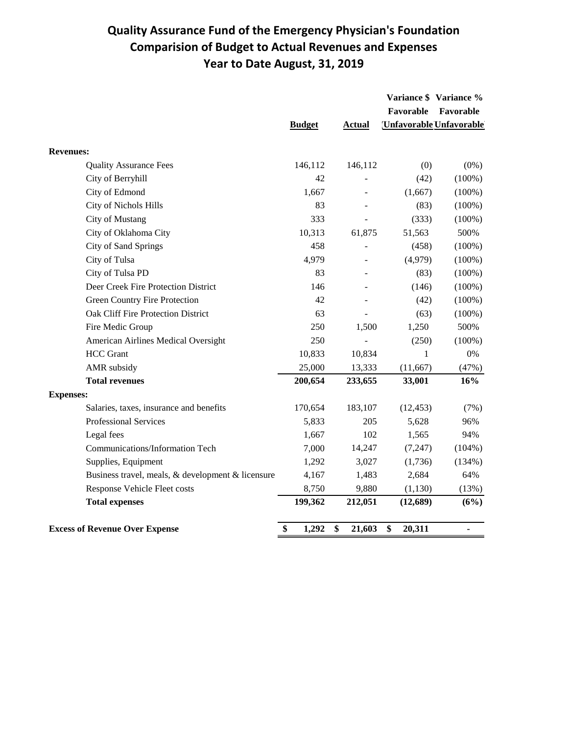# Quality Assurance Fund of the Emergency Physician's Foundation
## Comparision of Budget to Actual Revenues and Expenses
## Year to Date August, 31, 2019

| | Budget | Actual | Variance $ Favorable (Unfavorable) | Variance % Favorable (Unfavorable) |
|---|---|---|---|---|
| **Revenues:** | | | | |
| Quality Assurance Fees | 146,112 | 146,112 | (0) | (0%) |
| City of Berryhill | 42 | - | (42) | (100%) |
| City of Edmond | 1,667 | - | (1,667) | (100%) |
| City of Nichols Hills | 83 | - | (83) | (100%) |
| City of Mustang | 333 | - | (333) | (100%) |
| City of Oklahoma City | 10,313 | 61,875 | 51,563 | 500% |
| City of Sand Springs | 458 | - | (458) | (100%) |
| City of Tulsa | 4,979 | - | (4,979) | (100%) |
| City of Tulsa PD | 83 | - | (83) | (100%) |
| Deer Creek Fire Protection District | 146 | - | (146) | (100%) |
| Green Country Fire Protection | 42 | - | (42) | (100%) |
| Oak Cliff Fire Protection District | 63 | - | (63) | (100%) |
| Fire Medic Group | 250 | 1,500 | 1,250 | 500% |
| American Airlines Medical Oversight | 250 | - | (250) | (100%) |
| HCC Grant | 10,833 | 10,834 | 1 | 0% |
| AMR subsidy | 25,000 | 13,333 | (11,667) | (47%) |
| **Total revenues** | **200,654** | **233,655** | **33,001** | **16%** |
| **Expenses:** | | | | |
| Salaries, taxes, insurance and benefits | 170,654 | 183,107 | (12,453) | (7%) |
| Professional Services | 5,833 | 205 | 5,628 | 96% |
| Legal fees | 1,667 | 102 | 1,565 | 94% |
| Communications/Information Tech | 7,000 | 14,247 | (7,247) | (104%) |
| Supplies, Equipment | 1,292 | 3,027 | (1,736) | (134%) |
| Business travel, meals, & development & licensure | 4,167 | 1,483 | 2,684 | 64% |
| Response Vehicle Fleet costs | 8,750 | 9,880 | (1,130) | (13%) |
| **Total expenses** | **199,362** | **212,051** | **(12,689)** | **(6%)** |
| **Excess of Revenue Over Expense** | **$ 1,292** | **$ 21,603** | **$ 20,311** | **-** |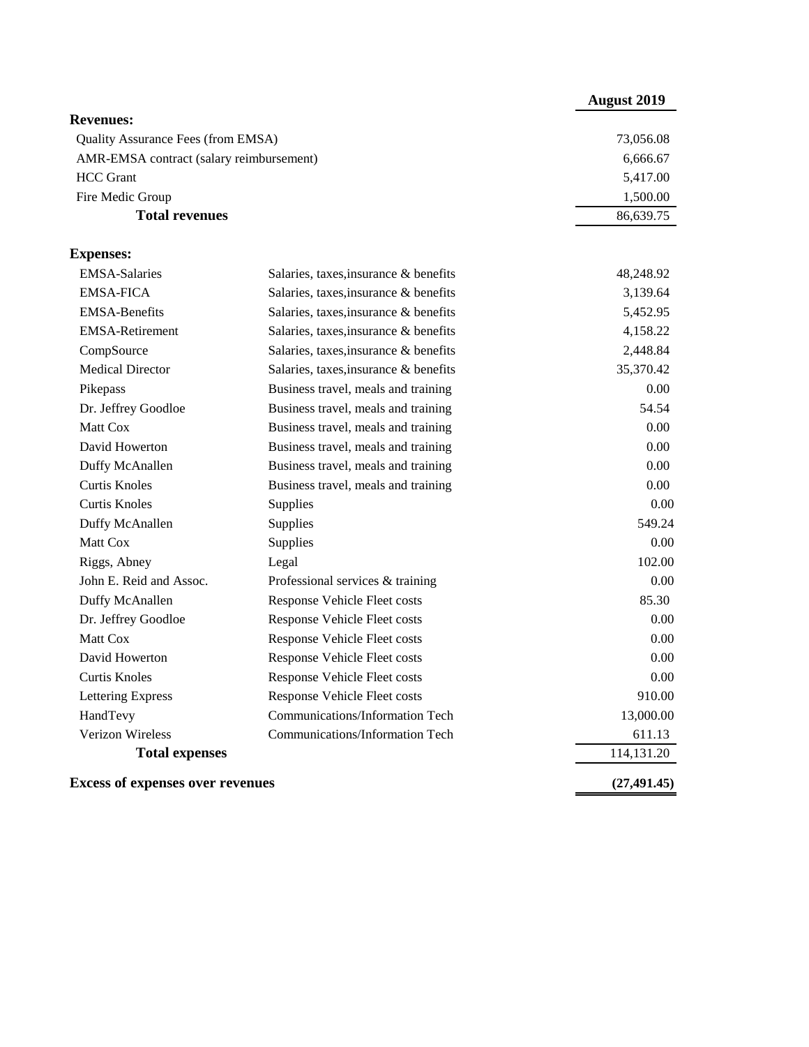| | | August 2019 |
|---|---|---|
| **Revenues:** | | |
| Quality Assurance Fees (from EMSA) | | 73,056.08 |
| AMR-EMSA contract (salary reimbursement) | | 6,666.67 |
| HCC Grant | | 5,417.00 |
| Fire Medic Group | | 1,500.00 |
| **Total revenues** | | 86,639.75 |
| | | |
| **Expenses:** | | |
| EMSA-Salaries | Salaries, taxes,insurance & benefits | 48,248.92 |
| EMSA-FICA | Salaries, taxes,insurance & benefits | 3,139.64 |
| EMSA-Benefits | Salaries, taxes,insurance & benefits | 5,452.95 |
| EMSA-Retirement | Salaries, taxes,insurance & benefits | 4,158.22 |
| CompSource | Salaries, taxes,insurance & benefits | 2,448.84 |
| Medical Director | Salaries, taxes,insurance & benefits | 35,370.42 |
| Pikepass | Business travel, meals and training | 0.00 |
| Dr. Jeffrey Goodloe | Business travel, meals and training | 54.54 |
| Matt Cox | Business travel, meals and training | 0.00 |
| David Howerton | Business travel, meals and training | 0.00 |
| Duffy McAnallen | Business travel, meals and training | 0.00 |
| Curtis Knoles | Business travel, meals and training | 0.00 |
| Curtis Knoles | Supplies | 0.00 |
| Duffy McAnallen | Supplies | 549.24 |
| Matt Cox | Supplies | 0.00 |
| Riggs, Abney | Legal | 102.00 |
| John E. Reid and Assoc. | Professional services & training | 0.00 |
| Duffy McAnallen | Response Vehicle Fleet costs | 85.30 |
| Dr. Jeffrey Goodloe | Response Vehicle Fleet costs | 0.00 |
| Matt Cox | Response Vehicle Fleet costs | 0.00 |
| David Howerton | Response Vehicle Fleet costs | 0.00 |
| Curtis Knoles | Response Vehicle Fleet costs | 0.00 |
| Lettering Express | Response Vehicle Fleet costs | 910.00 |
| HandTevy | Communications/Information Tech | 13,000.00 |
| Verizon Wireless | Communications/Information Tech | 611.13 |
| **Total expenses** | | 114,131.20 |
| | | |
| **Excess of expenses over revenues** | | **(27,491.45)** |